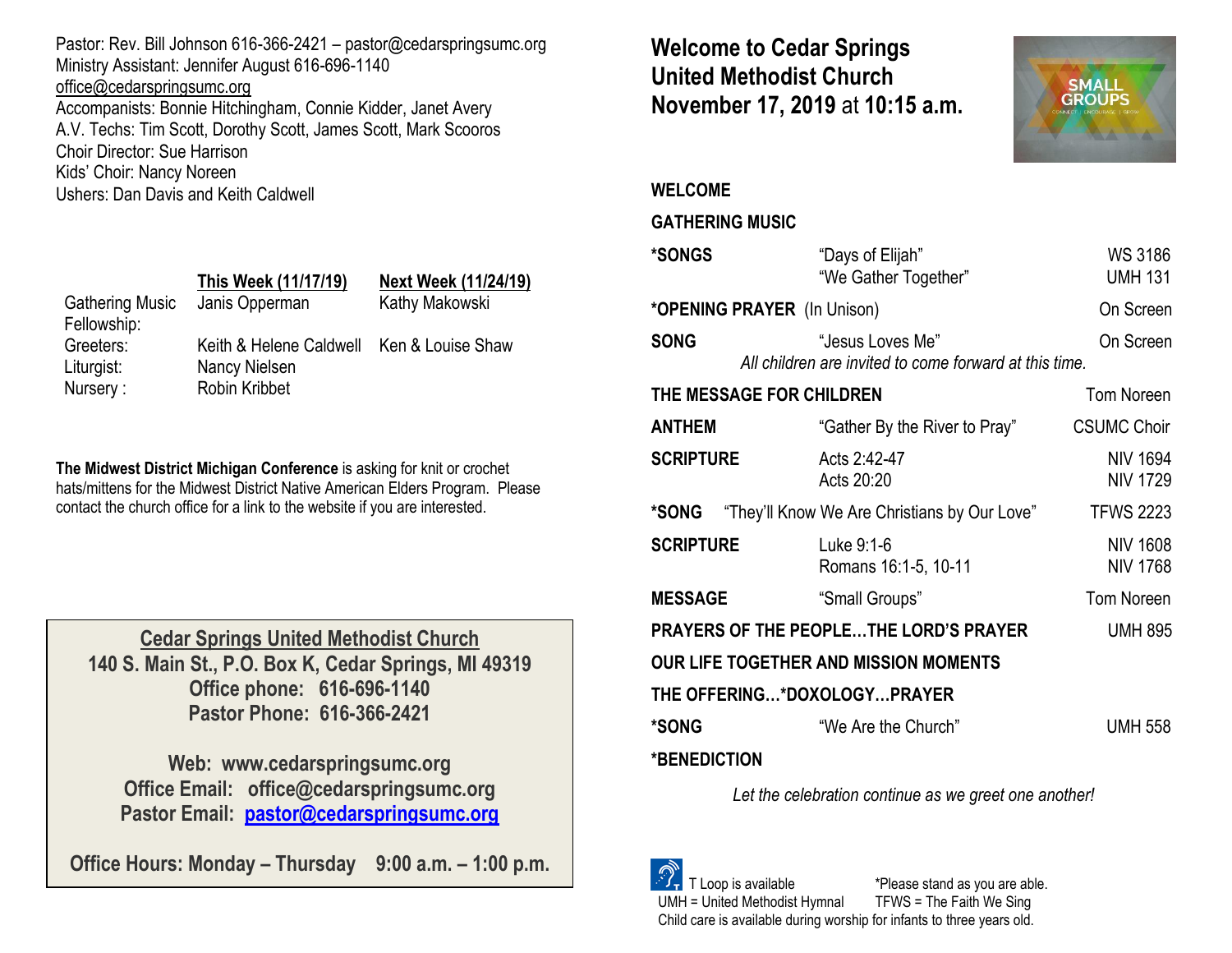Pastor: Rev. Bill Johnson 616-366-2421 – pastor@cedarspringsumc.org
Ministry Assistant: Jennifer August 616-696-1140
office@cedarspringsumc.org
Accompanists: Bonnie Hitchingham, Connie Kidder, Janet Avery
A.V. Techs: Tim Scott, Dorothy Scott, James Scott, Mark Scooros
Choir Director: Sue Harrison
Kids' Choir: Nancy Noreen
Ushers: Dan Davis and Keith Caldwell

| | This Week (11/17/19) | Next Week (11/24/19) |
|---|---|---|
| Gathering Music | Janis Opperman | Kathy Makowski |
| Fellowship: | | |
| Greeters: | Keith & Helene Caldwell | Ken & Louise Shaw |
| Liturgist: | Nancy Nielsen | |
| Nursery : | Robin Kribbet | |

**The Midwest District Michigan Conference** is asking for knit or crochet hats/mittens for the Midwest District Native American Elders Program. Please contact the church office for a link to the website if you are interested.

**Cedar Springs United Methodist Church**
**140 S. Main St., P.O. Box K, Cedar Springs, MI 49319**
**Office phone: 616-696-1140**
**Pastor Phone: 616-366-2421**

**Web: www.cedarspringsumc.org**
**Office Email: office@cedarspringsumc.org**
**Pastor Email: pastor@cedarspringsumc.org**

**Office Hours: Monday – Thursday 9:00 a.m. – 1:00 p.m.**

# Welcome to Cedar Springs United Methodist Church November 17, 2019 at 10:15 a.m.

**WELCOME**

**GATHERING MUSIC**

| | | |
|---|---|---|
| ***SONGS** | "Days of Elijah" | WS 3186 |
| | "We Gather Together" | UMH 131 |
| ***OPENING PRAYER** (In Unison) | | On Screen |
| **SONG** | "Jesus Loves Me" | On Screen |
| | *All children are invited to come forward at this time.* | |
| **THE MESSAGE FOR CHILDREN** | | Tom Noreen |
| **ANTHEM** | "Gather By the River to Pray" | CSUMC Choir |
| **SCRIPTURE** | Acts 2:42-47 | NIV 1694 |
| | Acts 20:20 | NIV 1729 |
| ***SONG** | "They'll Know We Are Christians by Our Love" | TFWS 2223 |
| **SCRIPTURE** | Luke 9:1-6 | NIV 1608 |
| | Romans 16:1-5, 10-11 | NIV 1768 |
| **MESSAGE** | "Small Groups" | Tom Noreen |
| **PRAYERS OF THE PEOPLE…THE LORD'S PRAYER** | | UMH 895 |
| **OUR LIFE TOGETHER AND MISSION MOMENTS** | | |
| **THE OFFERING…*DOXOLOGY…PRAYER** | | |
| ***SONG** | "We Are the Church" | UMH 558 |
| ***BENEDICTION** | | |

*Let the celebration continue as we greet one another!*

T Loop is available *Please stand as you are able.
UMH = United Methodist Hymnal TFWS = The Faith We Sing
Child care is available during worship for infants to three years old.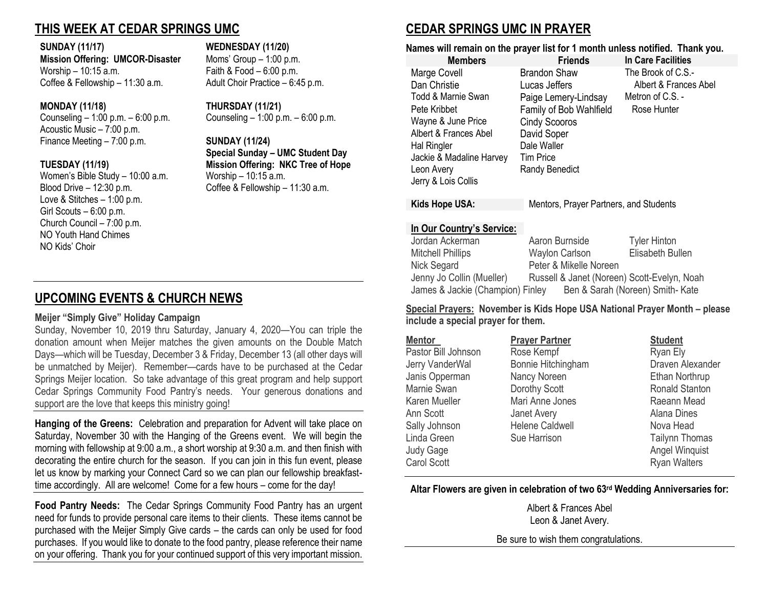## THIS WEEK AT CEDAR SPRINGS UMC

**SUNDAY (11/17)**
**Mission Offering: UMCOR-Disaster**
Worship – 10:15 a.m.
Coffee & Fellowship – 11:30 a.m.

**MONDAY (11/18)**
Counseling – 1:00 p.m. – 6:00 p.m.
Acoustic Music – 7:00 p.m.
Finance Meeting – 7:00 p.m.

**TUESDAY (11/19)**
Women's Bible Study – 10:00 a.m.
Blood Drive – 12:30 p.m.
Love & Stitches – 1:00 p.m.
Girl Scouts – 6:00 p.m.
Church Council – 7:00 p.m.
NO Youth Hand Chimes
NO Kids' Choir

**WEDNESDAY (11/20)**
Moms' Group – 1:00 p.m.
Faith & Food – 6:00 p.m.
Adult Choir Practice – 6:45 p.m.

**THURSDAY (11/21)**
Counseling – 1:00 p.m. – 6:00 p.m.

**SUNDAY (11/24)**
**Special Sunday – UMC Student Day**
**Mission Offering: NKC Tree of Hope**
Worship – 10:15 a.m.
Coffee & Fellowship – 11:30 a.m.

## UPCOMING EVENTS & CHURCH NEWS

**Meijer "Simply Give" Holiday Campaign**
Sunday, November 10, 2019 thru Saturday, January 4, 2020—You can triple the donation amount when Meijer matches the given amounts on the Double Match Days—which will be Tuesday, December 3 & Friday, December 13 (all other days will be unmatched by Meijer). Remember—cards have to be purchased at the Cedar Springs Meijer location. So take advantage of this great program and help support Cedar Springs Community Food Pantry's needs. Your generous donations and support are the love that keeps this ministry going!

**Hanging of the Greens:** Celebration and preparation for Advent will take place on Saturday, November 30 with the Hanging of the Greens event. We will begin the morning with fellowship at 9:00 a.m., a short worship at 9:30 a.m. and then finish with decorating the entire church for the season. If you can join in this fun event, please let us know by marking your Connect Card so we can plan our fellowship breakfast-time accordingly. All are welcome! Come for a few hours – come for the day!

**Food Pantry Needs:** The Cedar Springs Community Food Pantry has an urgent need for funds to provide personal care items to their clients. These items cannot be purchased with the Meijer Simply Give cards – the cards can only be used for food purchases. If you would like to donate to the food pantry, please reference their name on your offering. Thank you for your continued support of this very important mission.

## CEDAR SPRINGS UMC IN PRAYER

**Names will remain on the prayer list for 1 month unless notified. Thank you.**

| Members | Friends | In Care Facilities |
|---|---|---|
| Marge Covell | Brandon Shaw | The Brook of C.S.- Albert & Frances Abel |
| Dan Christie | Lucas Jeffers | Metron of C.S. - Rose Hunter |
| Todd & Marnie Swan | Paige Lemery-Lindsay | |
| Pete Kribbet | Family of Bob Wahlfield | |
| Wayne & June Price | Cindy Scooros | |
| Albert & Frances Abel | David Soper | |
| Hal Ringler | Dale Waller | |
| Jackie & Madaline Harvey | Tim Price | |
| Leon Avery | Randy Benedict | |
| Jerry & Lois Collis | | |

**Kids Hope USA:** Mentors, Prayer Partners, and Students

**In Our Country's Service:**

Jordan Ackerman, Aaron Burnside, Tyler Hinton
Mitchell Phillips, Waylon Carlson, Elisabeth Bullen
Nick Segard, Peter & Mikelle Noreen
Jenny Jo Collin (Mueller), Russell & Janet (Noreen) Scott-Evelyn, Noah
James & Jackie (Champion) Finley, Ben & Sarah (Noreen) Smith- Kate

**Special Prayers: November is Kids Hope USA National Prayer Month – please include a special prayer for them.**

| Mentor | Prayer Partner | Student |
|---|---|---|
| Pastor Bill Johnson | Rose Kempf | Ryan Ely |
| Jerry VanderWal | Bonnie Hitchingham | Draven Alexander |
| Janis Opperman | Nancy Noreen | Ethan Northrup |
| Marnie Swan | Dorothy Scott | Ronald Stanton |
| Karen Mueller | Mari Anne Jones | Raeann Mead |
| Ann Scott | Janet Avery | Alana Dines |
| Sally Johnson | Helene Caldwell | Nova Head |
| Linda Green | Sue Harrison | Tailynn Thomas |
| Judy Gage | | Angel Winquist |
| Carol Scott | | Ryan Walters |

**Altar Flowers are given in celebration of two 63rd Wedding Anniversaries for:**

Albert & Frances Abel
Leon & Janet Avery.

Be sure to wish them congratulations.